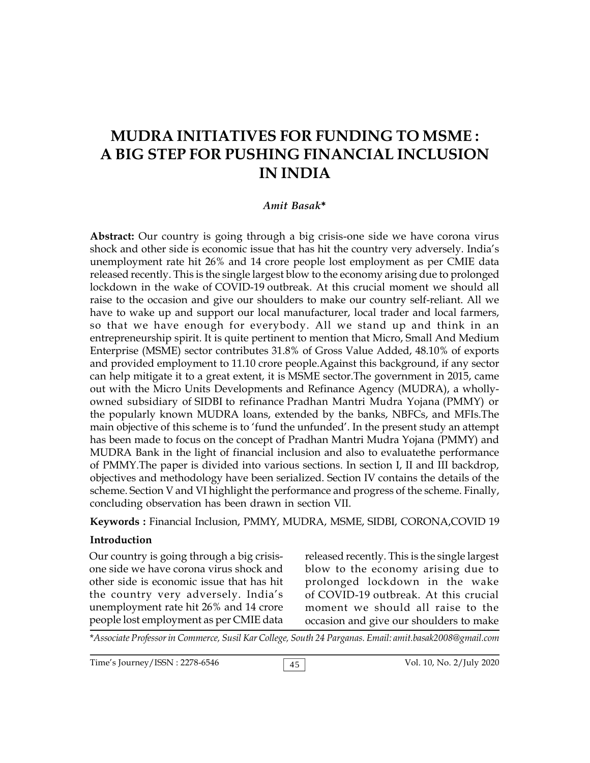# MUDRA INITIATIVES FOR FUNDING TO MSME : A BIG STEP FOR PUSHING FINANCIAL INCLUSION IN INDIA

***Amit Basak****

**Abstract:** Our country is going through a big crisis-one side we have corona virus shock and other side is economic issue that has hit the country very adversely. India's unemployment rate hit 26% and 14 crore people lost employment as per CMIE data released recently. This is the single largest blow to the economy arising due to prolonged lockdown in the wake of COVID-19 outbreak. At this crucial moment we should all raise to the occasion and give our shoulders to make our country self-reliant. All we have to wake up and support our local manufacturer, local trader and local farmers, so that we have enough for everybody. All we stand up and think in an entrepreneurship spirit. It is quite pertinent to mention that Micro, Small And Medium Enterprise (MSME) sector contributes 31.8% of Gross Value Added, 48.10% of exports and provided employment to 11.10 crore people.Against this background, if any sector can help mitigate it to a great extent, it is MSME sector.The government in 2015, came out with the Micro Units Developments and Refinance Agency (MUDRA), a wholly-owned subsidiary of SIDBI to refinance Pradhan Mantri Mudra Yojana (PMMY) or the popularly known MUDRA loans, extended by the banks, NBFCs, and MFIs.The main objective of this scheme is to 'fund the unfunded'. In the present study an attempt has been made to focus on the concept of Pradhan Mantri Mudra Yojana (PMMY) and MUDRA Bank in the light of financial inclusion and also to evaluatethe performance of PMMY.The paper is divided into various sections. In section I, II and III backdrop, objectives and methodology have been serialized. Section IV contains the details of the scheme. Section V and VI highlight the performance and progress of the scheme. Finally, concluding observation has been drawn in section VII.

**Keywords :** Financial Inclusion, PMMY, MUDRA, MSME, SIDBI, CORONA,COVID 19

## Introduction

Our country is going through a big crisis-one side we have corona virus shock and other side is economic issue that has hit the country very adversely. India's unemployment rate hit 26% and 14 crore people lost employment as per CMIE data released recently. This is the single largest blow to the economy arising due to prolonged lockdown in the wake of COVID-19 outbreak. At this crucial moment we should all raise to the occasion and give our shoulders to make

*\*Associate Professor in Commerce, Susil Kar College, South 24 Parganas. Email: amit.basak2008@gmail.com*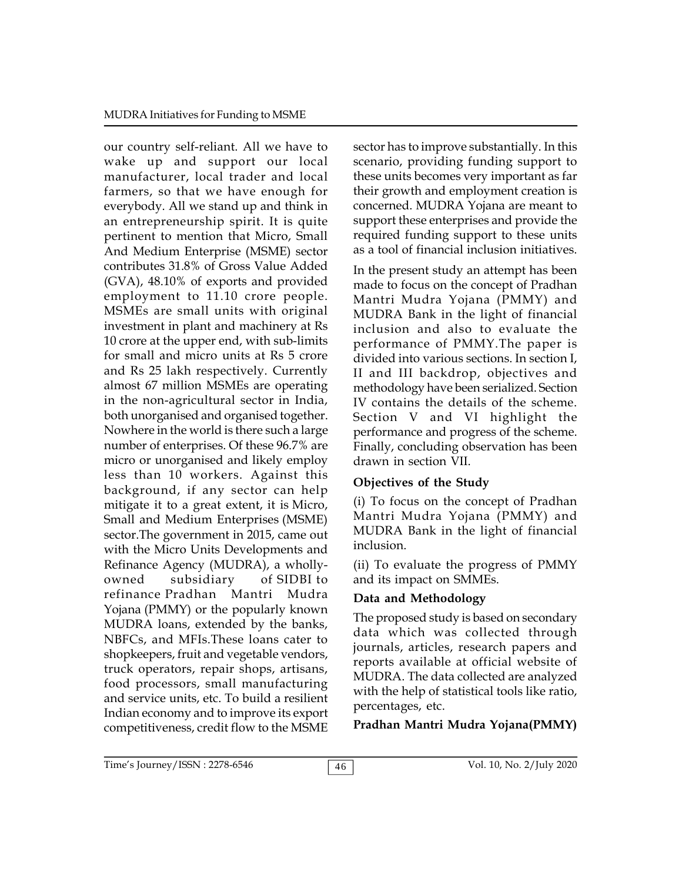our country self-reliant. All we have to wake up and support our local manufacturer, local trader and local farmers, so that we have enough for everybody. All we stand up and think in an entrepreneurship spirit. It is quite pertinent to mention that Micro, Small And Medium Enterprise (MSME) sector contributes 31.8% of Gross Value Added (GVA), 48.10% of exports and provided employment to 11.10 crore people. MSMEs are small units with original investment in plant and machinery at Rs 10 crore at the upper end, with sub-limits for small and micro units at Rs 5 crore and Rs 25 lakh respectively. Currently almost 67 million MSMEs are operating in the non-agricultural sector in India, both unorganised and organised together. Nowhere in the world is there such a large number of enterprises. Of these 96.7% are micro or unorganised and likely employ less than 10 workers. Against this background, if any sector can help mitigate it to a great extent, it is Micro, Small and Medium Enterprises (MSME) sector.The government in 2015, came out with the Micro Units Developments and Refinance Agency (MUDRA), a wholly-owned subsidiary of SIDBI to refinance Pradhan Mantri Mudra Yojana (PMMY) or the popularly known MUDRA loans, extended by the banks, NBFCs, and MFIs.These loans cater to shopkeepers, fruit and vegetable vendors, truck operators, repair shops, artisans, food processors, small manufacturing and service units, etc. To build a resilient Indian economy and to improve its export competitiveness, credit flow to the MSME sector has to improve substantially. In this scenario, providing funding support to these units becomes very important as far their growth and employment creation is concerned. MUDRA Yojana are meant to support these enterprises and provide the required funding support to these units as a tool of financial inclusion initiatives.

In the present study an attempt has been made to focus on the concept of Pradhan Mantri Mudra Yojana (PMMY) and MUDRA Bank in the light of financial inclusion and also to evaluate the performance of PMMY.The paper is divided into various sections. In section I, II and III backdrop, objectives and methodology have been serialized. Section IV contains the details of the scheme. Section V and VI highlight the performance and progress of the scheme. Finally, concluding observation has been drawn in section VII.

**Objectives of the Study**

(i) To focus on the concept of Pradhan Mantri Mudra Yojana (PMMY) and MUDRA Bank in the light of financial inclusion.

(ii) To evaluate the progress of PMMY and its impact on SMMEs.

**Data and Methodology**

The proposed study is based on secondary data which was collected through journals, articles, research papers and reports available at official website of MUDRA. The data collected are analyzed with the help of statistical tools like ratio, percentages, etc.

**Pradhan Mantri Mudra Yojana(PMMY)**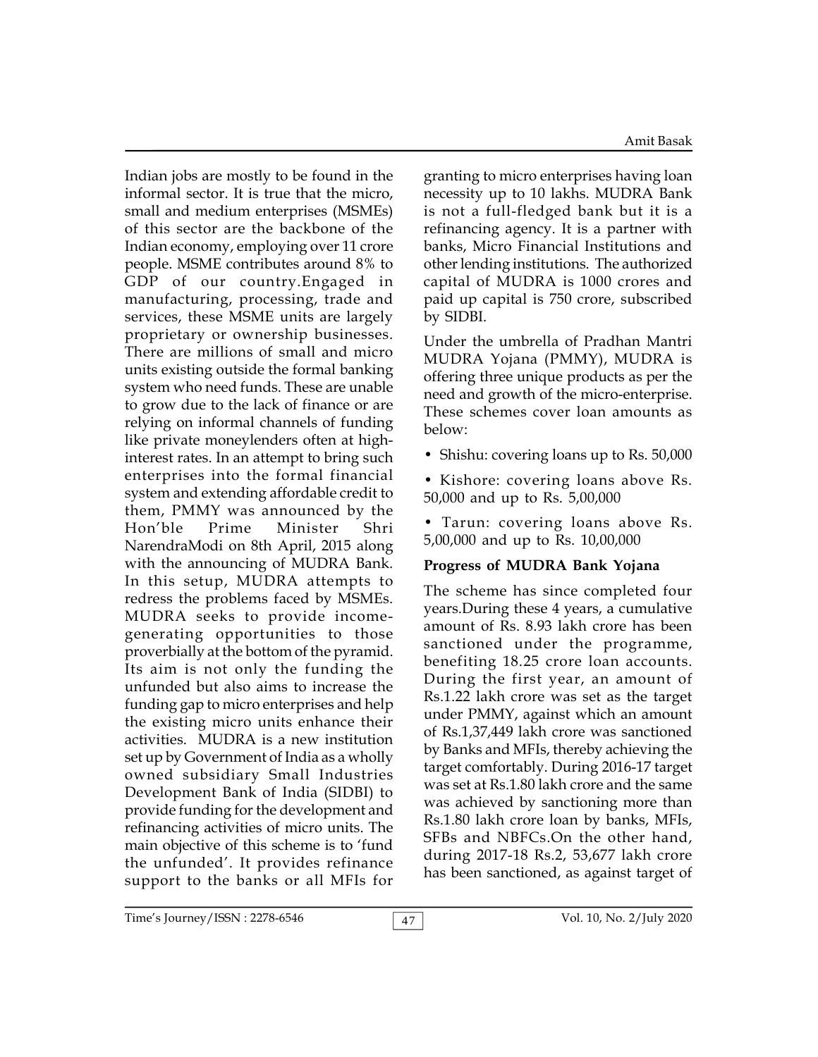Indian jobs are mostly to be found in the informal sector. It is true that the micro, small and medium enterprises (MSMEs) of this sector are the backbone of the Indian economy, employing over 11 crore people. MSME contributes around 8% to GDP of our country.Engaged in manufacturing, processing, trade and services, these MSME units are largely proprietary or ownership businesses. There are millions of small and micro units existing outside the formal banking system who need funds. These are unable to grow due to the lack of finance or are relying on informal channels of funding like private moneylenders often at high-interest rates. In an attempt to bring such enterprises into the formal financial system and extending affordable credit to them, PMMY was announced by the Hon'ble Prime Minister Shri NarendraModi on 8th April, 2015 along with the announcing of MUDRA Bank. In this setup, MUDRA attempts to redress the problems faced by MSMEs. MUDRA seeks to provide income-generating opportunities to those proverbially at the bottom of the pyramid. Its aim is not only the funding the unfunded but also aims to increase the funding gap to micro enterprises and help the existing micro units enhance their activities. MUDRA is a new institution set up by Government of India as a wholly owned subsidiary Small Industries Development Bank of India (SIDBI) to provide funding for the development and refinancing activities of micro units. The main objective of this scheme is to 'fund the unfunded'. It provides refinance support to the banks or all MFIs for granting to micro enterprises having loan necessity up to 10 lakhs. MUDRA Bank is not a full-fledged bank but it is a refinancing agency. It is a partner with banks, Micro Financial Institutions and other lending institutions. The authorized capital of MUDRA is 1000 crores and paid up capital is 750 crore, subscribed by SIDBI.

Under the umbrella of Pradhan Mantri MUDRA Yojana (PMMY), MUDRA is offering three unique products as per the need and growth of the micro-enterprise. These schemes cover loan amounts as below:

- Shishu: covering loans up to Rs. 50,000
- Kishore: covering loans above Rs. 50,000 and up to Rs. 5,00,000
- Tarun: covering loans above Rs. 5,00,000 and up to Rs. 10,00,000

**Progress of MUDRA Bank Yojana**

The scheme has since completed four years.During these 4 years, a cumulative amount of Rs. 8.93 lakh crore has been sanctioned under the programme, benefiting 18.25 crore loan accounts. During the first year, an amount of Rs.1.22 lakh crore was set as the target under PMMY, against which an amount of Rs.1,37,449 lakh crore was sanctioned by Banks and MFIs, thereby achieving the target comfortably. During 2016-17 target was set at Rs.1.80 lakh crore and the same was achieved by sanctioning more than Rs.1.80 lakh crore loan by banks, MFIs, SFBs and NBFCs.On the other hand, during 2017-18 Rs.2, 53,677 lakh crore has been sanctioned, as against target of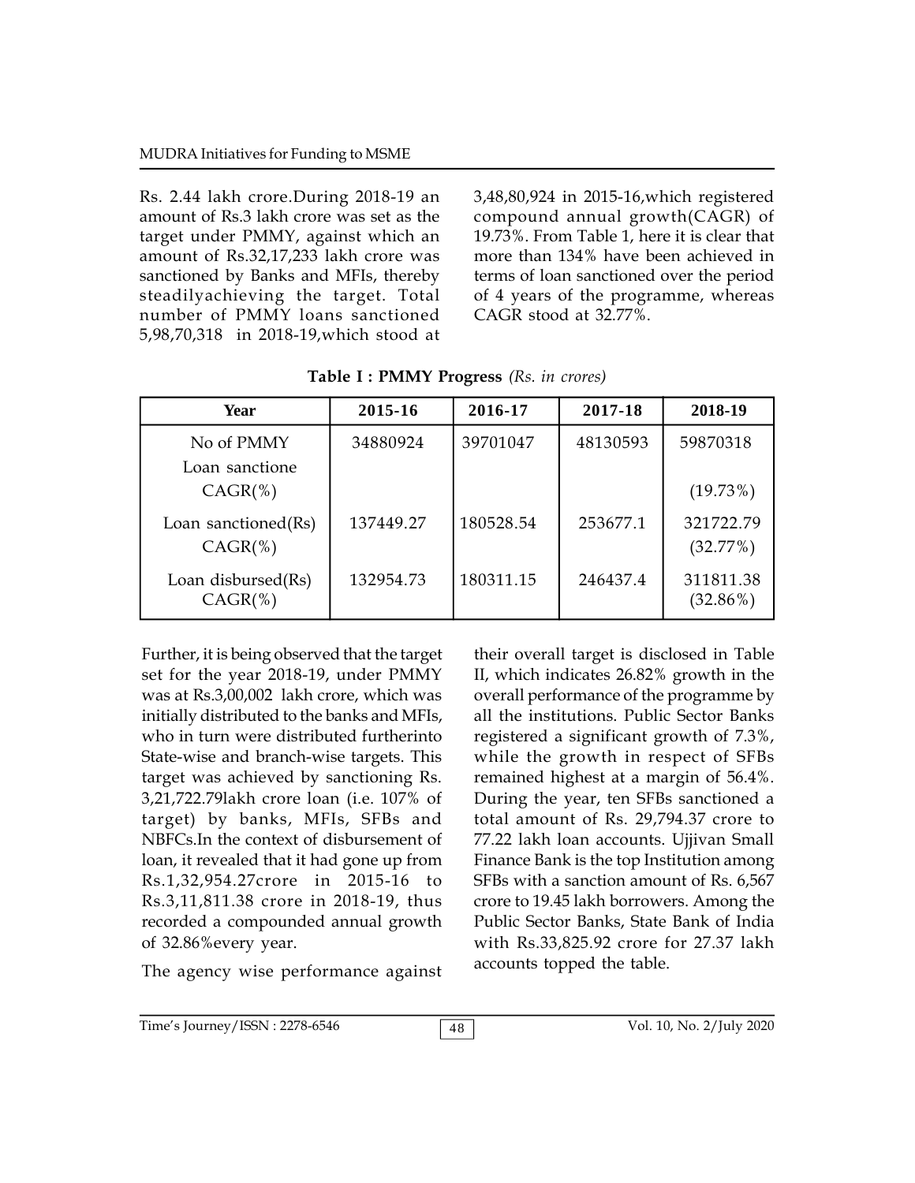Rs. 2.44 lakh crore.During 2018-19 an amount of Rs.3 lakh crore was set as the target under PMMY, against which an amount of Rs.32,17,233 lakh crore was sanctioned by Banks and MFIs, thereby steadilyachieving the target. Total number of PMMY loans sanctioned 5,98,70,318 in 2018-19,which stood at 3,48,80,924 in 2015-16,which registered compound annual growth(CAGR) of 19.73%. From Table 1, here it is clear that more than 134% have been achieved in terms of loan sanctioned over the period of 4 years of the programme, whereas CAGR stood at 32.77%.

**Table I : PMMY Progress** *(Rs. in crores)*

| Year | 2015-16 | 2016-17 | 2017-18 | 2018-19 |
|---|---|---|---|---|
| No of PMMY Loan sanctione CAGR(%) | 34880924 | 39701047 | 48130593 | 59870318 (19.73%) |
| Loan sanctioned(Rs) CAGR(%) | 137449.27 | 180528.54 | 253677.1 | 321722.79 (32.77%) |
| Loan disbursed(Rs) CAGR(%) | 132954.73 | 180311.15 | 246437.4 | 311811.38 (32.86%) |

Further, it is being observed that the target set for the year 2018-19, under PMMY was at Rs.3,00,002 lakh crore, which was initially distributed to the banks and MFIs, who in turn were distributed furtherinto State-wise and branch-wise targets. This target was achieved by sanctioning Rs. 3,21,722.79lakh crore loan (i.e. 107% of target) by banks, MFIs, SFBs and NBFCs.In the context of disbursement of loan, it revealed that it had gone up from Rs.1,32,954.27crore in 2015-16 to Rs.3,11,811.38 crore in 2018-19, thus recorded a compounded annual growth of 32.86%every year.

The agency wise performance against their overall target is disclosed in Table II, which indicates 26.82% growth in the overall performance of the programme by all the institutions. Public Sector Banks registered a significant growth of 7.3%, while the growth in respect of SFBs remained highest at a margin of 56.4%. During the year, ten SFBs sanctioned a total amount of Rs. 29,794.37 crore to 77.22 lakh loan accounts. Ujjivan Small Finance Bank is the top Institution among SFBs with a sanction amount of Rs. 6,567 crore to 19.45 lakh borrowers. Among the Public Sector Banks, State Bank of India with Rs.33,825.92 crore for 27.37 lakh accounts topped the table.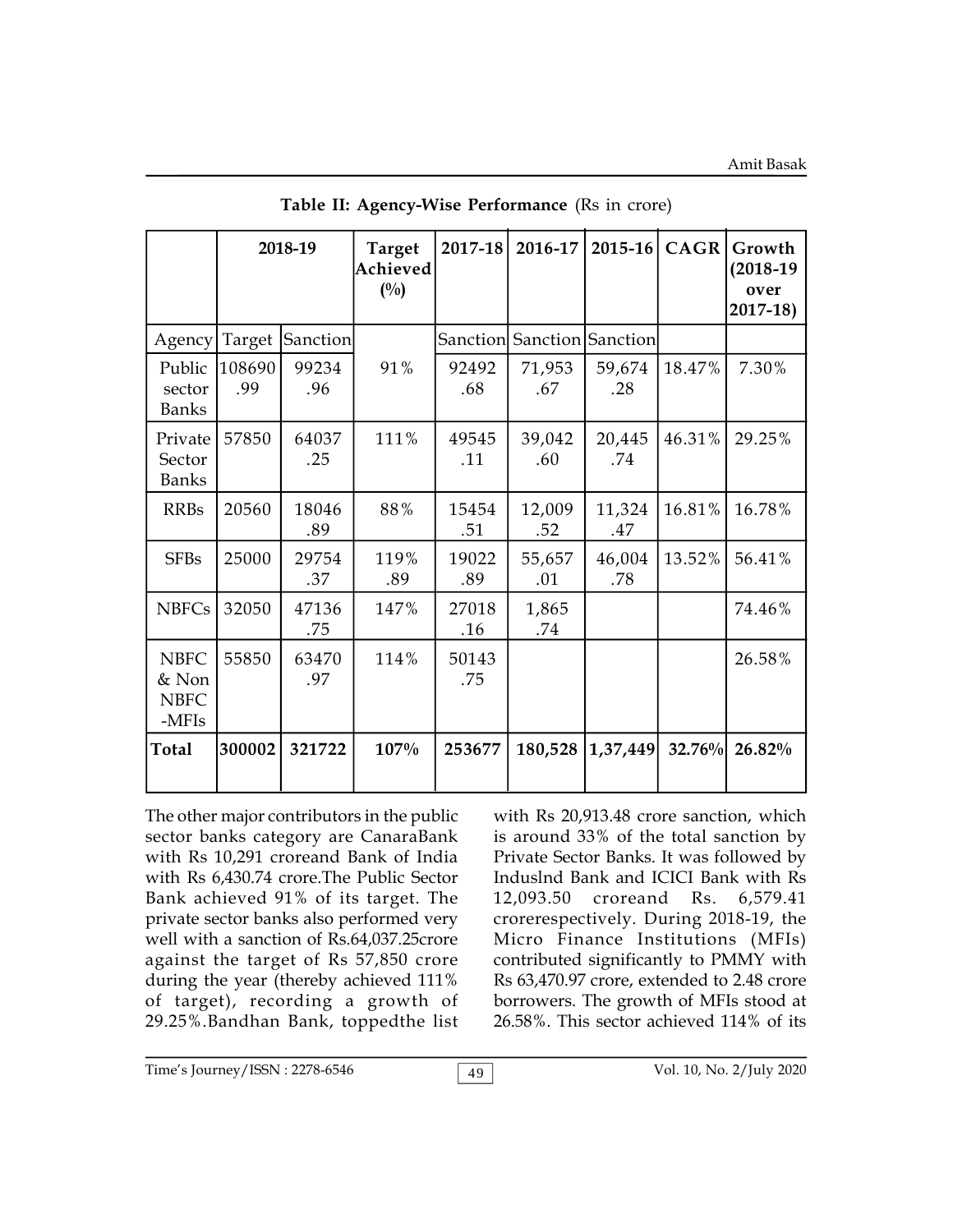**Table II: Agency-Wise Performance** (Rs in crore)

| | 2018-19 | | Target Achieved (%) | 2017-18 | 2016-17 | 2015-16 | CAGR | Growth (2018-19 over 2017-18) |
|---|---|---|---|---|---|---|---|---|
| Agency | Target | Sanction | | Sanction | Sanction | Sanction | | |
| Public sector Banks | 108690.99 | 99234.96 | 91% | 92492.68 | 71,953.67 | 59,674.28 | 18.47% | 7.30% |
| Private Sector Banks | 57850 | 64037.25 | 111% | 49545.11 | 39,042.60 | 20,445.74 | 46.31% | 29.25% |
| RRBs | 20560 | 18046.89 | 88% | 15454.51 | 12,009.52 | 11,324.47 | 16.81% | 16.78% |
| SFBs | 25000 | 29754.37 | 119%.89 | 19022.89 | 55,657.01 | 46,004.78 | 13.52% | 56.41% |
| NBFCs | 32050 | 47136.75 | 147% | 27018.16 | 1,865.74 | | | 74.46% |
| NBFC & Non NBFC -MFIs | 55850 | 63470.97 | 114% | 50143.75 | | | | 26.58% |
| **Total** | **300002** | **321722** | **107%** | **253677** | **180,528** | **1,37,449** | **32.76%** | **26.82%** |

The other major contributors in the public sector banks category are CanaraBank with Rs 10,291 croreand Bank of India with Rs 6,430.74 crore.The Public Sector Bank achieved 91% of its target. The private sector banks also performed very well with a sanction of Rs.64,037.25crore against the target of Rs 57,850 crore during the year (thereby achieved 111% of target), recording a growth of 29.25%.Bandhan Bank, toppedthe list with Rs 20,913.48 crore sanction, which is around 33% of the total sanction by Private Sector Banks. It was followed by Induslnd Bank and ICICI Bank with Rs 12,093.50 croreand Rs. 6,579.41 crorerespectively. During 2018-19, the Micro Finance Institutions (MFIs) contributed significantly to PMMY with Rs 63,470.97 crore, extended to 2.48 crore borrowers. The growth of MFIs stood at 26.58%. This sector achieved 114% of its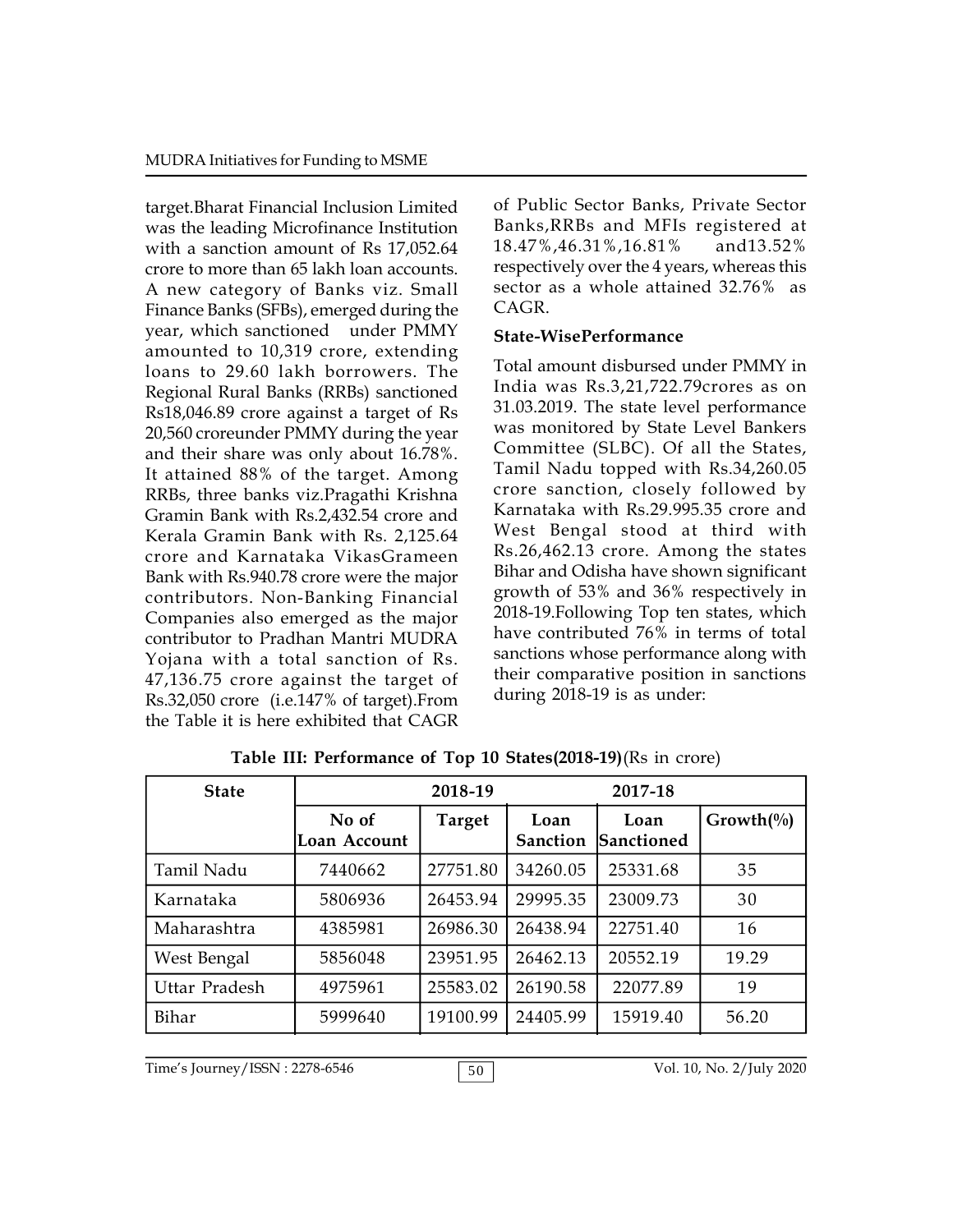target.Bharat Financial Inclusion Limited was the leading Microfinance Institution with a sanction amount of Rs 17,052.64 crore to more than 65 lakh loan accounts. A new category of Banks viz. Small Finance Banks (SFBs), emerged during the year, which sanctioned under PMMY amounted to 10,319 crore, extending loans to 29.60 lakh borrowers. The Regional Rural Banks (RRBs) sanctioned Rs18,046.89 crore against a target of Rs 20,560 croreunder PMMY during the year and their share was only about 16.78%. It attained 88% of the target. Among RRBs, three banks viz.Pragathi Krishna Gramin Bank with Rs.2,432.54 crore and Kerala Gramin Bank with Rs. 2,125.64 crore and Karnataka VikasGrameen Bank with Rs.940.78 crore were the major contributors. Non-Banking Financial Companies also emerged as the major contributor to Pradhan Mantri MUDRA Yojana with a total sanction of Rs. 47,136.75 crore against the target of Rs.32,050 crore (i.e.147% of target).From the Table it is here exhibited that CAGR of Public Sector Banks, Private Sector Banks,RRBs and MFIs registered at 18.47%,46.31%,16.81% and13.52% respectively over the 4 years, whereas this sector as a whole attained 32.76% as CAGR.

**State-WisePerformance**

Total amount disbursed under PMMY in India was Rs.3,21,722.79crores as on 31.03.2019. The state level performance was monitored by State Level Bankers Committee (SLBC). Of all the States, Tamil Nadu topped with Rs.34,260.05 crore sanction, closely followed by Karnataka with Rs.29.995.35 crore and West Bengal stood at third with Rs.26,462.13 crore. Among the states Bihar and Odisha have shown significant growth of 53% and 36% respectively in 2018-19.Following Top ten states, which have contributed 76% in terms of total sanctions whose performance along with their comparative position in sanctions during 2018-19 is as under:

**Table III: Performance of Top 10 States(2018-19)**(Rs in crore)

| State | 2018-19 | | | 2017-18 | |
|---|---|---|---|---|---|
| | No of Loan Account | Target | Loan Sanction | Loan Sanctioned | Growth(%) |
| Tamil Nadu | 7440662 | 27751.80 | 34260.05 | 25331.68 | 35 |
| Karnataka | 5806936 | 26453.94 | 29995.35 | 23009.73 | 30 |
| Maharashtra | 4385981 | 26986.30 | 26438.94 | 22751.40 | 16 |
| West Bengal | 5856048 | 23951.95 | 26462.13 | 20552.19 | 19.29 |
| Uttar Pradesh | 4975961 | 25583.02 | 26190.58 | 22077.89 | 19 |
| Bihar | 5999640 | 19100.99 | 24405.99 | 15919.40 | 56.20 |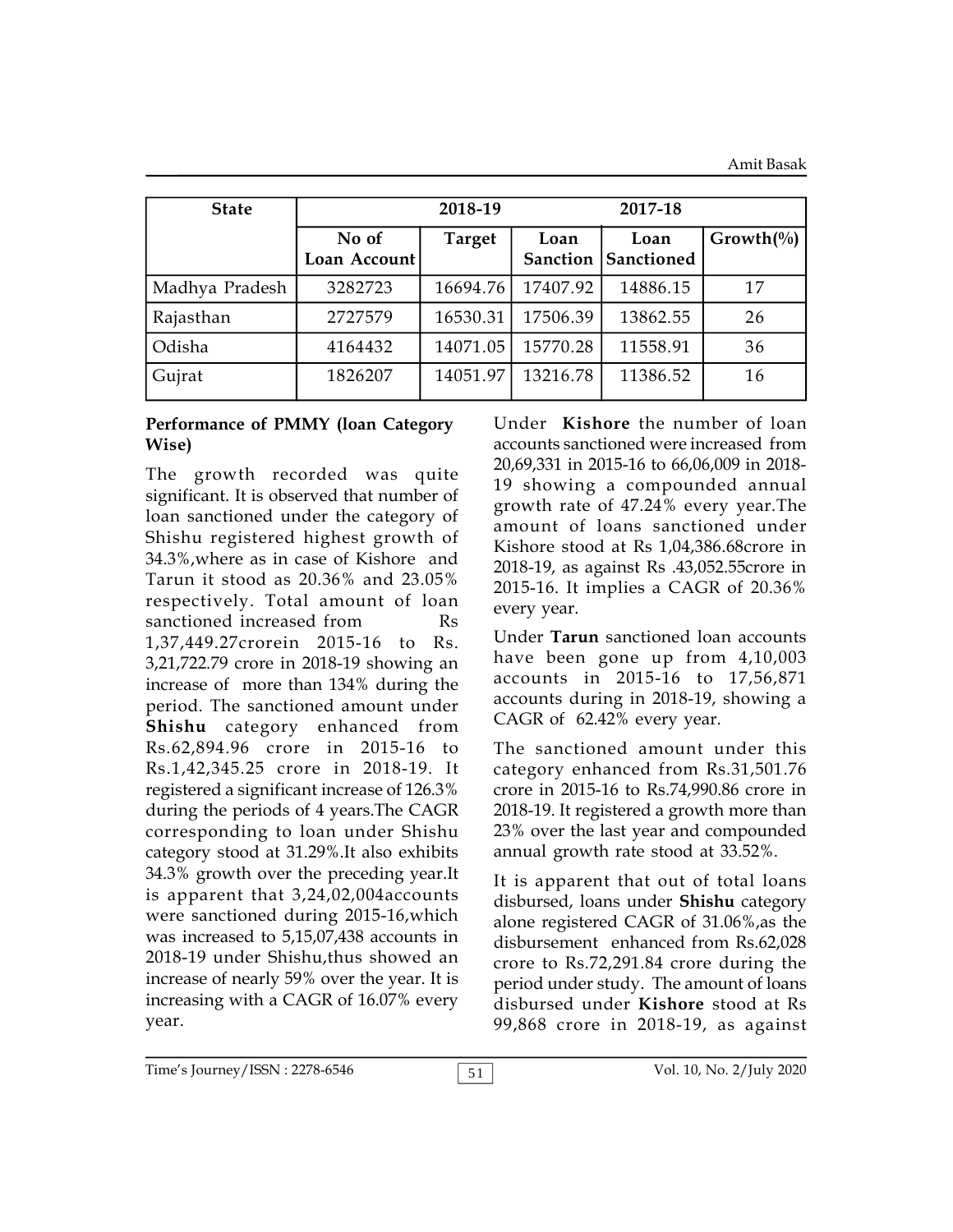| State | 2018-19 | | | 2017-18 | |
|---|---|---|---|---|---|
| | No of Loan Account | Target | Loan Sanction | Loan Sanctioned | Growth(%) |
| Madhya Pradesh | 3282723 | 16694.76 | 17407.92 | 14886.15 | 17 |
| Rajasthan | 2727579 | 16530.31 | 17506.39 | 13862.55 | 26 |
| Odisha | 4164432 | 14071.05 | 15770.28 | 11558.91 | 36 |
| Gujrat | 1826207 | 14051.97 | 13216.78 | 11386.52 | 16 |

**Performance of PMMY (loan Category Wise)**

The growth recorded was quite significant. It is observed that number of loan sanctioned under the category of Shishu registered highest growth of 34.3%,where as in case of Kishore and Tarun it stood as 20.36% and 23.05% respectively. Total amount of loan sanctioned increased from Rs 1,37,449.27crorein 2015-16 to Rs. 3,21,722.79 crore in 2018-19 showing an increase of more than 134% during the period. The sanctioned amount under **Shishu** category enhanced from Rs.62,894.96 crore in 2015-16 to Rs.1,42,345.25 crore in 2018-19. It registered a significant increase of 126.3% during the periods of 4 years.The CAGR corresponding to loan under Shishu category stood at 31.29%.It also exhibits 34.3% growth over the preceding year.It is apparent that 3,24,02,004accounts were sanctioned during 2015-16,which was increased to 5,15,07,438 accounts in 2018-19 under Shishu,thus showed an increase of nearly 59% over the year. It is increasing with a CAGR of 16.07% every year.

Under **Kishore** the number of loan accounts sanctioned were increased from 20,69,331 in 2015-16 to 66,06,009 in 2018-19 showing a compounded annual growth rate of 47.24% every year.The amount of loans sanctioned under Kishore stood at Rs 1,04,386.68crore in 2018-19, as against Rs .43,052.55crore in 2015-16. It implies a CAGR of 20.36% every year.

Under **Tarun** sanctioned loan accounts have been gone up from 4,10,003 accounts in 2015-16 to 17,56,871 accounts during in 2018-19, showing a CAGR of 62.42% every year.

The sanctioned amount under this category enhanced from Rs.31,501.76 crore in 2015-16 to Rs.74,990.86 crore in 2018-19. It registered a growth more than 23% over the last year and compounded annual growth rate stood at 33.52%.

It is apparent that out of total loans disbursed, loans under **Shishu** category alone registered CAGR of 31.06%,as the disbursement enhanced from Rs.62,028 crore to Rs.72,291.84 crore during the period under study. The amount of loans disbursed under **Kishore** stood at Rs 99,868 crore in 2018-19, as against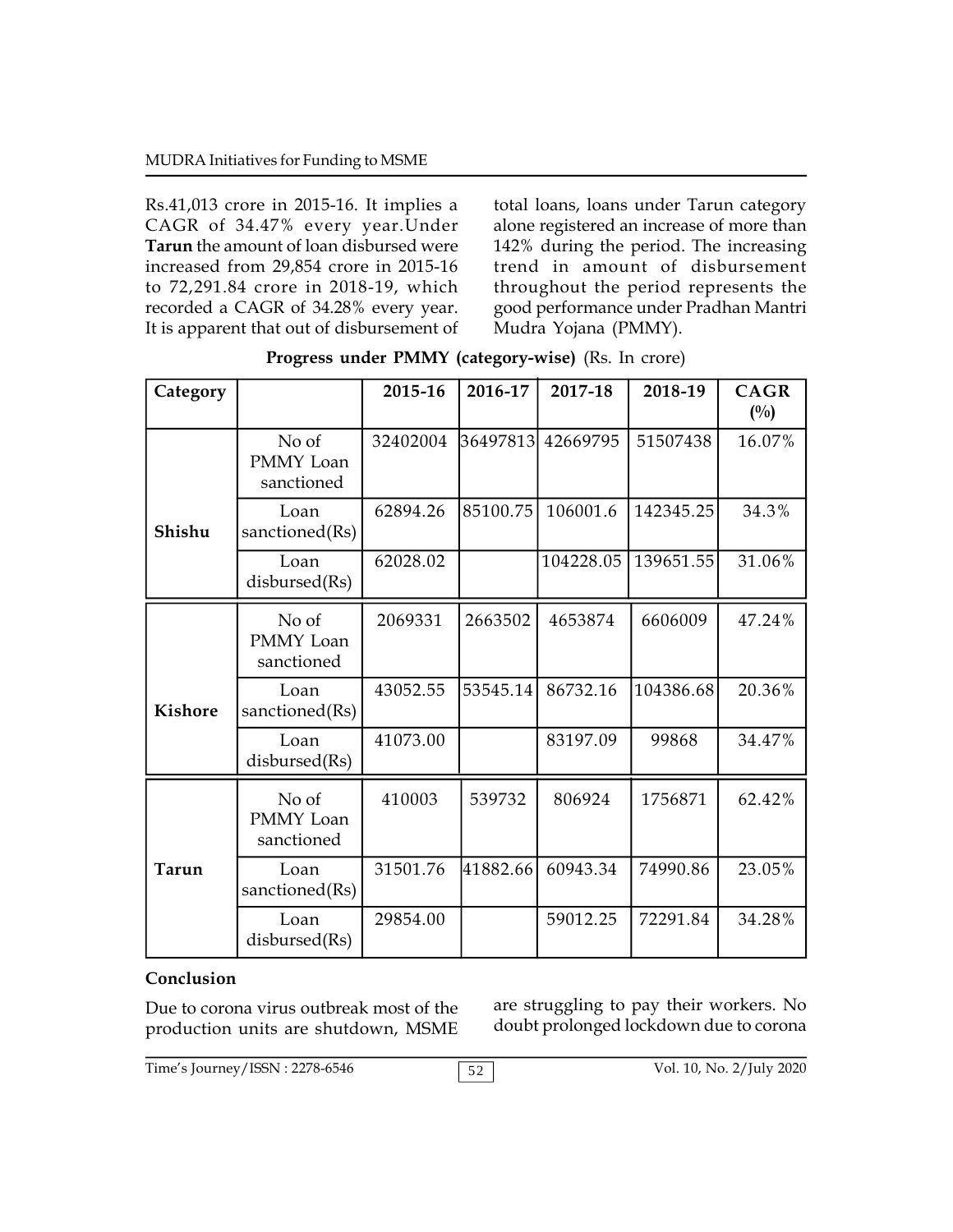Rs.41,013 crore in 2015-16. It implies a CAGR of 34.47% every year.Under **Tarun** the amount of loan disbursed were increased from 29,854 crore in 2015-16 to 72,291.84 crore in 2018-19, which recorded a CAGR of 34.28% every year. It is apparent that out of disbursement of total loans, loans under Tarun category alone registered an increase of more than 142% during the period. The increasing trend in amount of disbursement throughout the period represents the good performance under Pradhan Mantri Mudra Yojana (PMMY).

**Progress under PMMY (category-wise)** (Rs. In crore)

| Category | | 2015-16 | 2016-17 | 2017-18 | 2018-19 | CAGR (%) |
|---|---|---|---|---|---|---|
| Shishu | No of PMMY Loan sanctioned | 32402004 | 36497813 | 42669795 | 51507438 | 16.07% |
| | Loan sanctioned(Rs) | 62894.26 | 85100.75 | 106001.6 | 142345.25 | 34.3% |
| | Loan disbursed(Rs) | 62028.02 | | 104228.05 | 139651.55 | 31.06% |
| Kishore | No of PMMY Loan sanctioned | 2069331 | 2663502 | 4653874 | 6606009 | 47.24% |
| | Loan sanctioned(Rs) | 43052.55 | 53545.14 | 86732.16 | 104386.68 | 20.36% |
| | Loan disbursed(Rs) | 41073.00 | | 83197.09 | 99868 | 34.47% |
| Tarun | No of PMMY Loan sanctioned | 410003 | 539732 | 806924 | 1756871 | 62.42% |
| | Loan sanctioned(Rs) | 31501.76 | 41882.66 | 60943.34 | 74990.86 | 23.05% |
| | Loan disbursed(Rs) | 29854.00 | | 59012.25 | 72291.84 | 34.28% |

### Conclusion

Due to corona virus outbreak most of the production units are shutdown, MSME are struggling to pay their workers. No doubt prolonged lockdown due to corona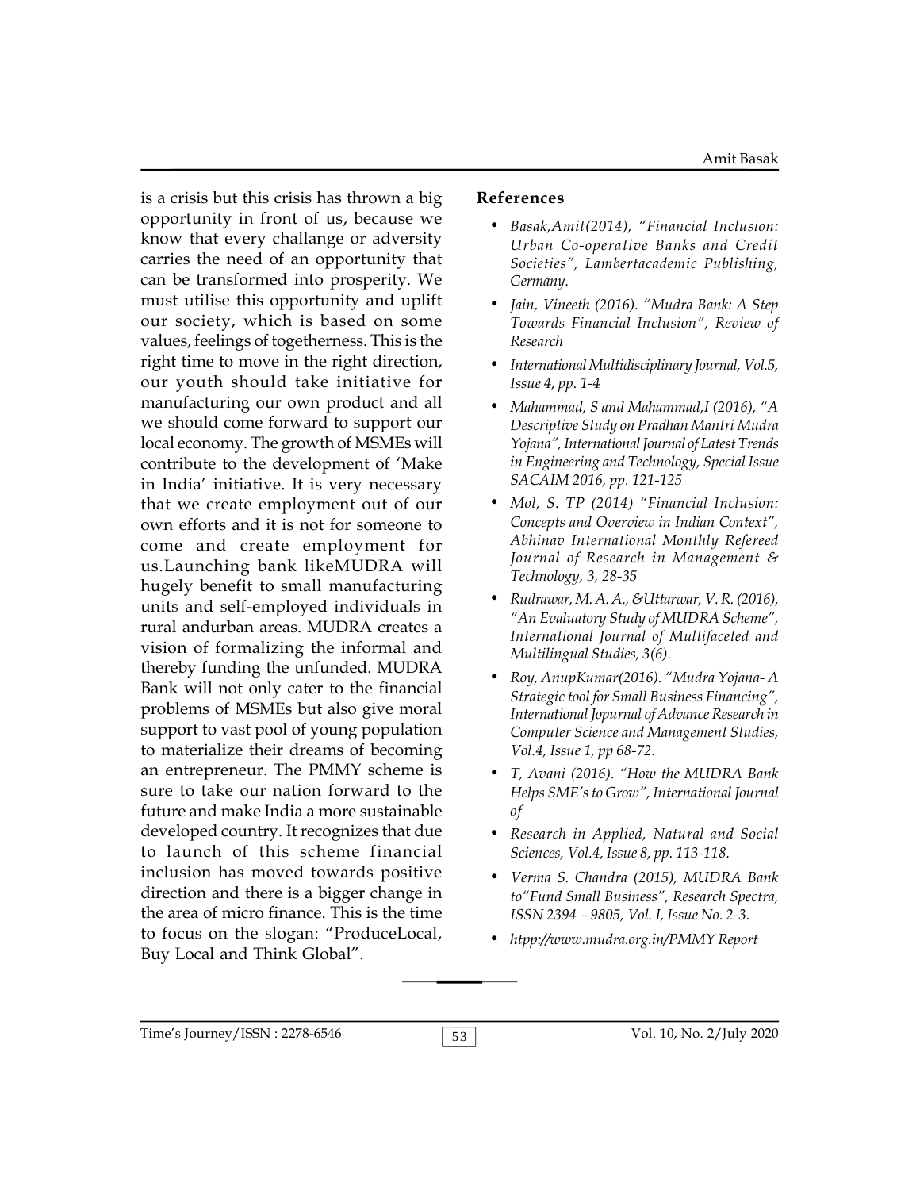is a crisis but this crisis has thrown a big opportunity in front of us, because we know that every challange or adversity carries the need of an opportunity that can be transformed into prosperity. We must utilise this opportunity and uplift our society, which is based on some values, feelings of togetherness. This is the right time to move in the right direction, our youth should take initiative for manufacturing our own product and all we should come forward to support our local economy. The growth of MSMEs will contribute to the development of 'Make in India' initiative. It is very necessary that we create employment out of our own efforts and it is not for someone to come and create employment for us.Launching bank likeMUDRA will hugely benefit to small manufacturing units and self-employed individuals in rural andurban areas. MUDRA creates a vision of formalizing the informal and thereby funding the unfunded. MUDRA Bank will not only cater to the financial problems of MSMEs but also give moral support to vast pool of young population to materialize their dreams of becoming an entrepreneur. The PMMY scheme is sure to take our nation forward to the future and make India a more sustainable developed country. It recognizes that due to launch of this scheme financial inclusion has moved towards positive direction and there is a bigger change in the area of micro finance. This is the time to focus on the slogan: "ProduceLocal, Buy Local and Think Global".

## References

- *Basak,Amit(2014), "Financial Inclusion: Urban Co-operative Banks and Credit Societies", Lambertacademic Publishing, Germany.*
- *Jain, Vineeth (2016). "Mudra Bank: A Step Towards Financial Inclusion", Review of Research*
- *International Multidisciplinary Journal, Vol.5, Issue 4, pp. 1-4*
- *Mahammad, S and Mahammad,I (2016), "A Descriptive Study on Pradhan Mantri Mudra Yojana", International Journal of Latest Trends in Engineering and Technology, Special Issue SACAIM 2016, pp. 121-125*
- *Mol, S. TP (2014) "Financial Inclusion: Concepts and Overview in Indian Context", Abhinav International Monthly Refereed Journal of Research in Management & Technology, 3, 28-35*
- *Rudrawar, M. A. A., &Uttarwar, V. R. (2016), "An Evaluatory Study of MUDRA Scheme", International Journal of Multifaceted and Multilingual Studies, 3(6).*
- *Roy, AnupKumar(2016). "Mudra Yojana- A Strategic tool for Small Business Financing", International Jopurnal of Advance Research in Computer Science and Management Studies, Vol.4, Issue 1, pp 68-72.*
- *T, Avani (2016). "How the MUDRA Bank Helps SME's to Grow", International Journal of*
- *Research in Applied, Natural and Social Sciences, Vol.4, Issue 8, pp. 113-118.*
- *Verma S. Chandra (2015), MUDRA Bank to"Fund Small Business", Research Spectra, ISSN 2394 – 9805, Vol. I, Issue No. 2-3.*
- *htpp://www.mudra.org.in/PMMY Report*